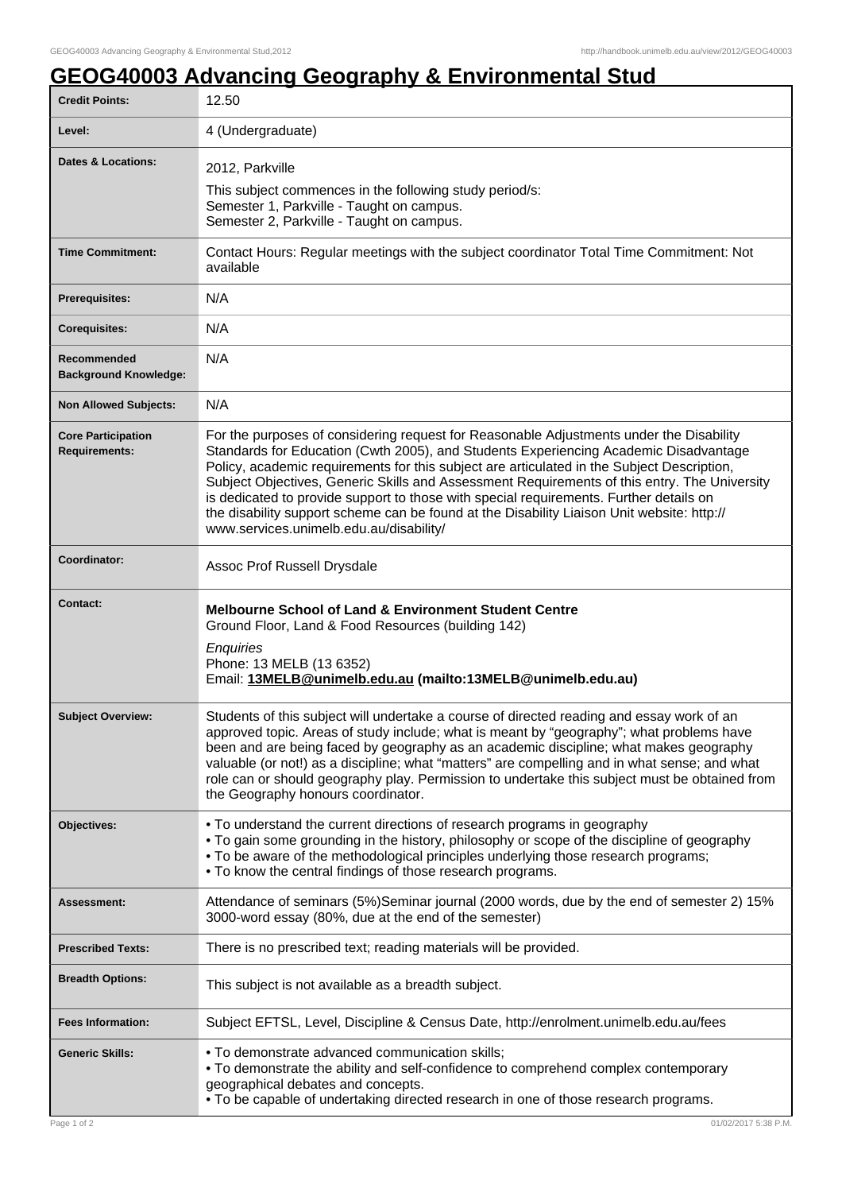# GEOG40003 Advancing Geography & Environmental Stud

| | |
|---|---|
| **Credit Points:** | 12.50 |
| **Level:** | 4 (Undergraduate) |
| **Dates & Locations:** | 2012, Parkville<br>This subject commences in the following study period/s:<br>Semester 1, Parkville - Taught on campus.<br>Semester 2, Parkville - Taught on campus. |
| **Time Commitment:** | Contact Hours: Regular meetings with the subject coordinator Total Time Commitment: Not available |
| **Prerequisites:** | N/A |
| **Corequisites:** | N/A |
| **Recommended Background Knowledge:** | N/A |
| **Non Allowed Subjects:** | N/A |
| **Core Participation Requirements:** | For the purposes of considering request for Reasonable Adjustments under the Disability Standards for Education (Cwth 2005), and Students Experiencing Academic Disadvantage Policy, academic requirements for this subject are articulated in the Subject Description, Subject Objectives, Generic Skills and Assessment Requirements of this entry. The University is dedicated to provide support to those with special requirements. Further details on the disability support scheme can be found at the Disability Liaison Unit website: http://www.services.unimelb.edu.au/disability/ |
| **Coordinator:** | Assoc Prof Russell Drysdale |
| **Contact:** | **Melbourne School of Land & Environment Student Centre**<br>Ground Floor, Land & Food Resources (building 142)<br>*Enquiries*<br>Phone: 13 MELB (13 6352)<br>Email: **13MELB@unimelb.edu.au (mailto:13MELB@unimelb.edu.au)** |
| **Subject Overview:** | Students of this subject will undertake a course of directed reading and essay work of an approved topic. Areas of study include; what is meant by "geography"; what problems have been and are being faced by geography as an academic discipline; what makes geography valuable (or not!) as a discipline; what "matters" are compelling and in what sense; and what role can or should geography play. Permission to undertake this subject must be obtained from the Geography honours coordinator. |
| **Objectives:** | • To understand the current directions of research programs in geography<br>• To gain some grounding in the history, philosophy or scope of the discipline of geography<br>• To be aware of the methodological principles underlying those research programs;<br>• To know the central findings of those research programs. |
| **Assessment:** | Attendance of seminars (5%)Seminar journal (2000 words, due by the end of semester 2) 15% 3000-word essay (80%, due at the end of the semester) |
| **Prescribed Texts:** | There is no prescribed text; reading materials will be provided. |
| **Breadth Options:** | This subject is not available as a breadth subject. |
| **Fees Information:** | Subject EFTSL, Level, Discipline & Census Date, http://enrolment.unimelb.edu.au/fees |
| **Generic Skills:** | • To demonstrate advanced communication skills;<br>• To demonstrate the ability and self-confidence to comprehend complex contemporary geographical debates and concepts.<br>• To be capable of undertaking directed research in one of those research programs. |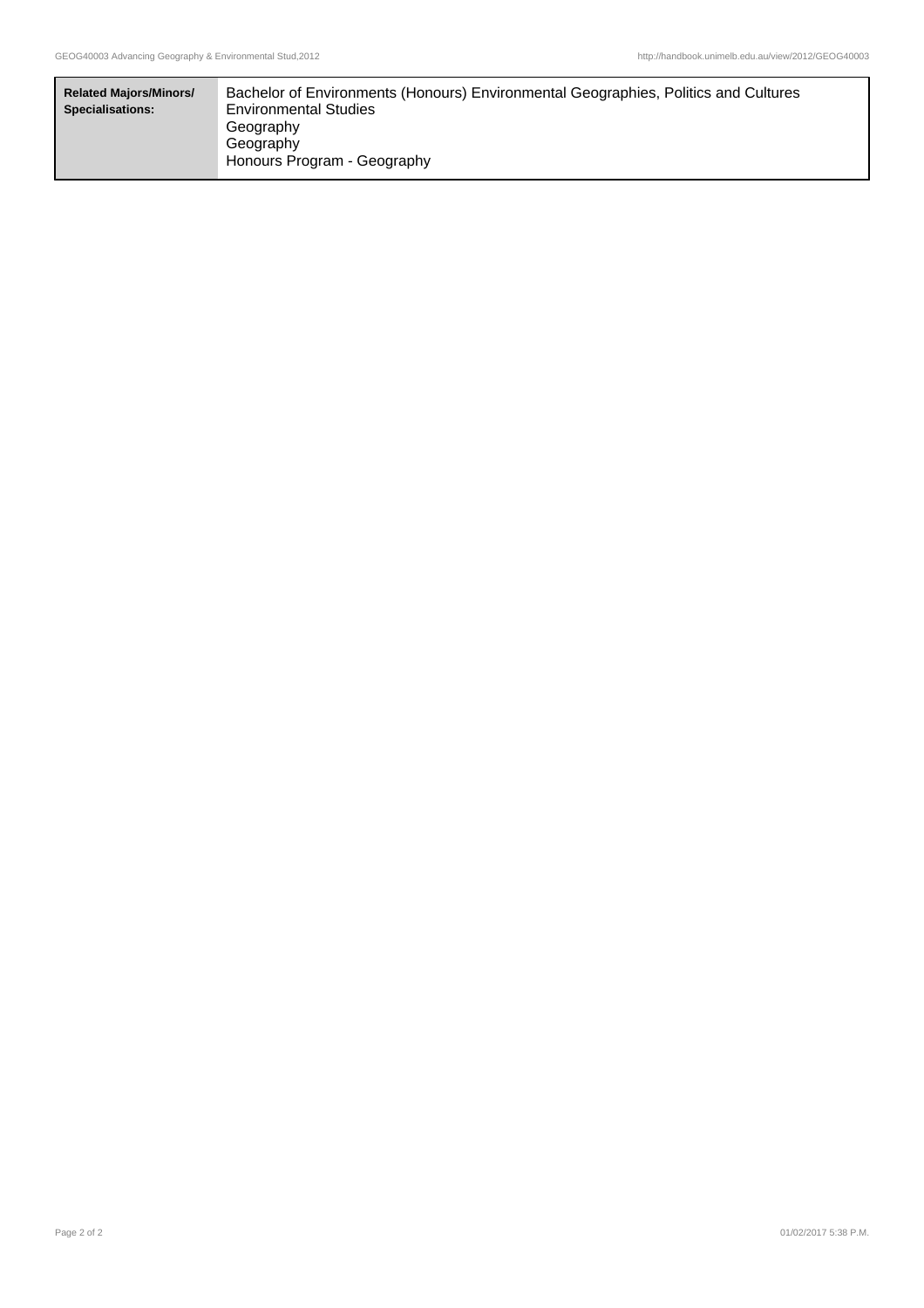| | |
|---|---|
| **Related Majors/Minors/ Specialisations:** | Bachelor of Environments (Honours) Environmental Geographies, Politics and Cultures<br>Environmental Studies<br>Geography<br>Geography<br>Honours Program - Geography |